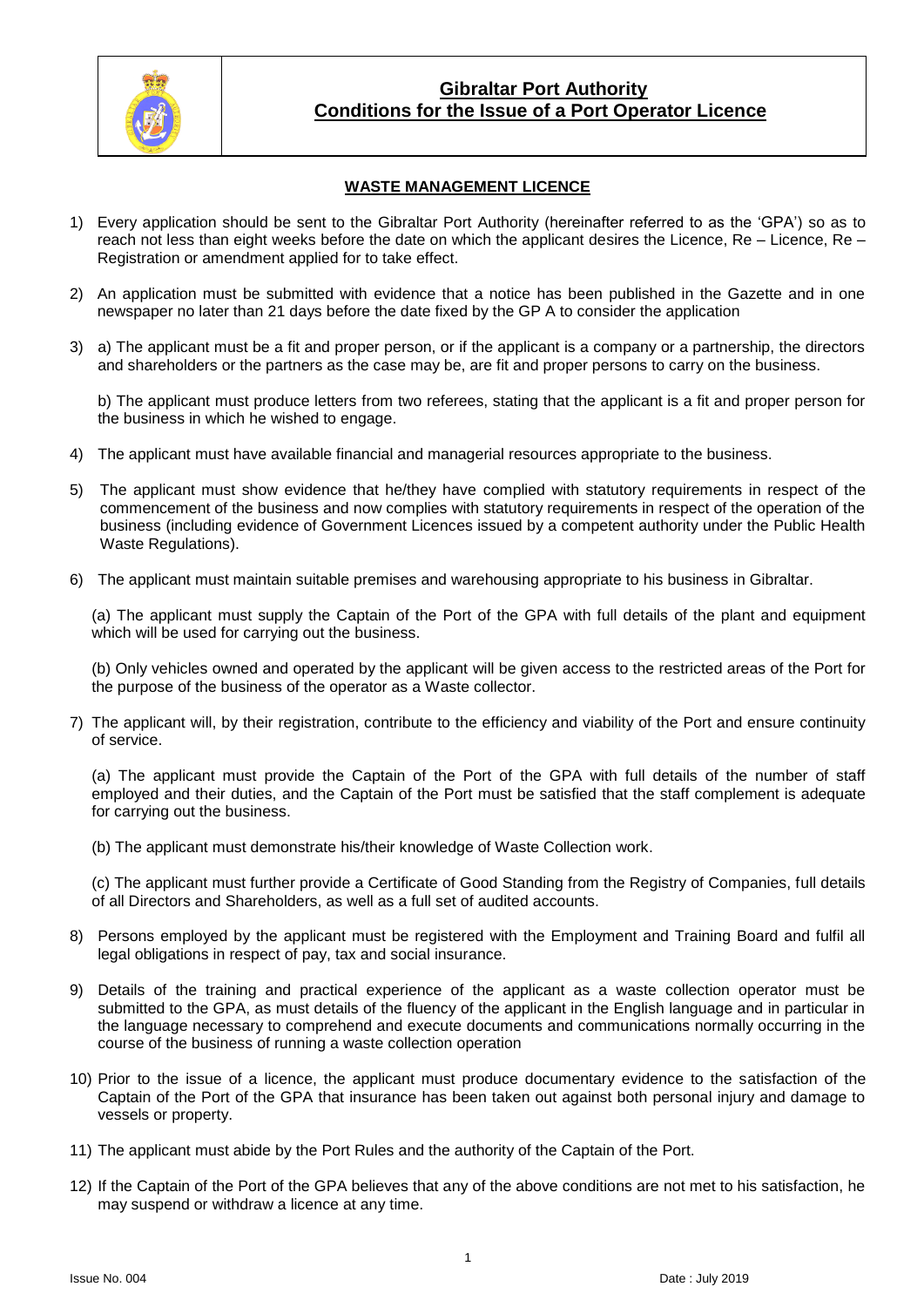# Gibraltar Port Authority
## Conditions for the Issue of a Port Operator Licence

### WASTE MANAGEMENT LICENCE

1) Every application should be sent to the Gibraltar Port Authority (hereinafter referred to as the 'GPA') so as to reach not less than eight weeks before the date on which the applicant desires the Licence, Re – Licence, Re – Registration or amendment applied for to take effect.

2) An application must be submitted with evidence that a notice has been published in the Gazette and in one newspaper no later than 21 days before the date fixed by the GP A to consider the application

3) a) The applicant must be a fit and proper person, or if the applicant is a company or a partnership, the directors and shareholders or the partners as the case may be, are fit and proper persons to carry on the business.

   b) The applicant must produce letters from two referees, stating that the applicant is a fit and proper person for the business in which he wished to engage.

4) The applicant must have available financial and managerial resources appropriate to the business.

5) The applicant must show evidence that he/they have complied with statutory requirements in respect of the commencement of the business and now complies with statutory requirements in respect of the operation of the business (including evidence of Government Licences issued by a competent authority under the Public Health Waste Regulations).

6) The applicant must maintain suitable premises and warehousing appropriate to his business in Gibraltar.

   (a) The applicant must supply the Captain of the Port of the GPA with full details of the plant and equipment which will be used for carrying out the business.

   (b) Only vehicles owned and operated by the applicant will be given access to the restricted areas of the Port for the purpose of the business of the operator as a Waste collector.

7) The applicant will, by their registration, contribute to the efficiency and viability of the Port and ensure continuity of service.

   (a) The applicant must provide the Captain of the Port of the GPA with full details of the number of staff employed and their duties, and the Captain of the Port must be satisfied that the staff complement is adequate for carrying out the business.

   (b) The applicant must demonstrate his/their knowledge of Waste Collection work.

   (c) The applicant must further provide a Certificate of Good Standing from the Registry of Companies, full details of all Directors and Shareholders, as well as a full set of audited accounts.

8) Persons employed by the applicant must be registered with the Employment and Training Board and fulfil all legal obligations in respect of pay, tax and social insurance.

9) Details of the training and practical experience of the applicant as a waste collection operator must be submitted to the GPA, as must details of the fluency of the applicant in the English language and in particular in the language necessary to comprehend and execute documents and communications normally occurring in the course of the business of running a waste collection operation

10) Prior to the issue of a licence, the applicant must produce documentary evidence to the satisfaction of the Captain of the Port of the GPA that insurance has been taken out against both personal injury and damage to vessels or property.

11) The applicant must abide by the Port Rules and the authority of the Captain of the Port.

12) If the Captain of the Port of the GPA believes that any of the above conditions are not met to his satisfaction, he may suspend or withdraw a licence at any time.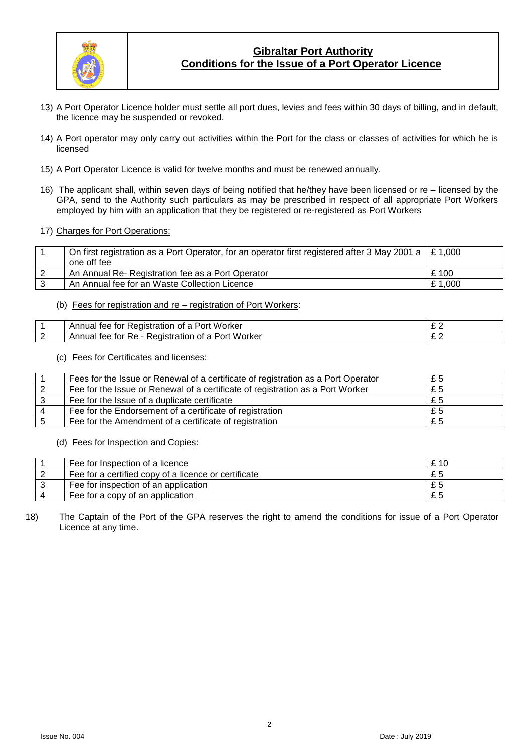13) A Port Operator Licence holder must settle all port dues, levies and fees within 30 days of billing, and in default, the licence may be suspended or revoked.

14) A Port operator may only carry out activities within the Port for the class or classes of activities for which he is licensed

15) A Port Operator Licence is valid for twelve months and must be renewed annually.

16) The applicant shall, within seven days of being notified that he/they have been licensed or re – licensed by the GPA, send to the Authority such particulars as may be prescribed in respect of all appropriate Port Workers employed by him with an application that they be registered or re-registered as Port Workers

17) Charges for Port Operations:

| | | |
|---|---|---|
| 1 | On first registration as a Port Operator, for an operator first registered after 3 May 2001 a one off fee | £ 1,000 |
| 2 | An Annual Re- Registration fee as a Port Operator | £ 100 |
| 3 | An Annual fee for an Waste Collection Licence | £ 1,000 |

(b) Fees for registration and re – registration of Port Workers:

| | | |
|---|---|---|
| 1 | Annual fee for Registration of a Port Worker | £ 2 |
| 2 | Annual fee for Re - Registration of a Port Worker | £ 2 |

(c) Fees for Certificates and licenses:

| | | |
|---|---|---|
| 1 | Fees for the Issue or Renewal of a certificate of registration as a Port Operator | £ 5 |
| 2 | Fee for the Issue or Renewal of a certificate of registration as a Port Worker | £ 5 |
| 3 | Fee for the Issue of a duplicate certificate | £ 5 |
| 4 | Fee for the Endorsement of a certificate of registration | £ 5 |
| 5 | Fee for the Amendment of a certificate of registration | £ 5 |

(d) Fees for Inspection and Copies:

| | | |
|---|---|---|
| 1 | Fee for Inspection of a licence | £ 10 |
| 2 | Fee for a certified copy of a licence or certificate | £ 5 |
| 3 | Fee for inspection of an application | £ 5 |
| 4 | Fee for a copy of an application | £ 5 |

18) The Captain of the Port of the GPA reserves the right to amend the conditions for issue of a Port Operator Licence at any time.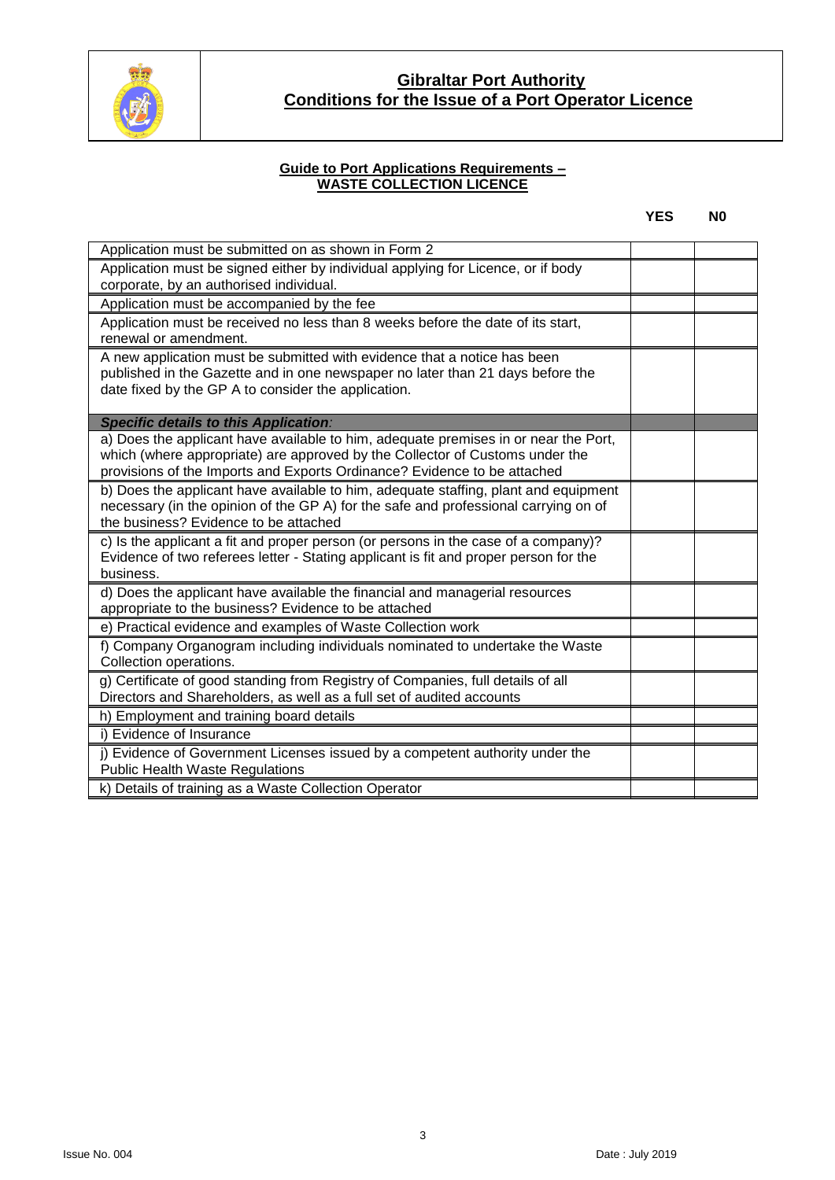# Gibraltar Port Authority
## Conditions for the Issue of a Port Operator Licence

### Guide to Port Applications Requirements – WASTE COLLECTION LICENCE

| | YES | N0 |
|---|---|---|
| Application must be submitted on as shown in Form 2 | | |
| Application must be signed either by individual applying for Licence, or if body corporate, by an authorised individual. | | |
| Application must be accompanied by the fee | | |
| Application must be received no less than 8 weeks before the date of its start, renewal or amendment. | | |
| A new application must be submitted with evidence that a notice has been published in the Gazette and in one newspaper no later than 21 days before the date fixed by the GP A to consider the application. | | |
| ***Specific details to this Application:*** | | |
| a) Does the applicant have available to him, adequate premises in or near the Port, which (where appropriate) are approved by the Collector of Customs under the provisions of the Imports and Exports Ordinance? Evidence to be attached | | |
| b) Does the applicant have available to him, adequate staffing, plant and equipment necessary (in the opinion of the GP A) for the safe and professional carrying on of the business? Evidence to be attached | | |
| c) Is the applicant a fit and proper person (or persons in the case of a company)? Evidence of two referees letter - Stating applicant is fit and proper person for the business. | | |
| d) Does the applicant have available the financial and managerial resources appropriate to the business? Evidence to be attached | | |
| e) Practical evidence and examples of Waste Collection work | | |
| f) Company Organogram including individuals nominated to undertake the Waste Collection operations. | | |
| g) Certificate of good standing from Registry of Companies, full details of all Directors and Shareholders, as well as a full set of audited accounts | | |
| h) Employment and training board details | | |
| i) Evidence of Insurance | | |
| j) Evidence of Government Licenses issued by a competent authority under the Public Health Waste Regulations | | |
| k) Details of training as a Waste Collection Operator | | |